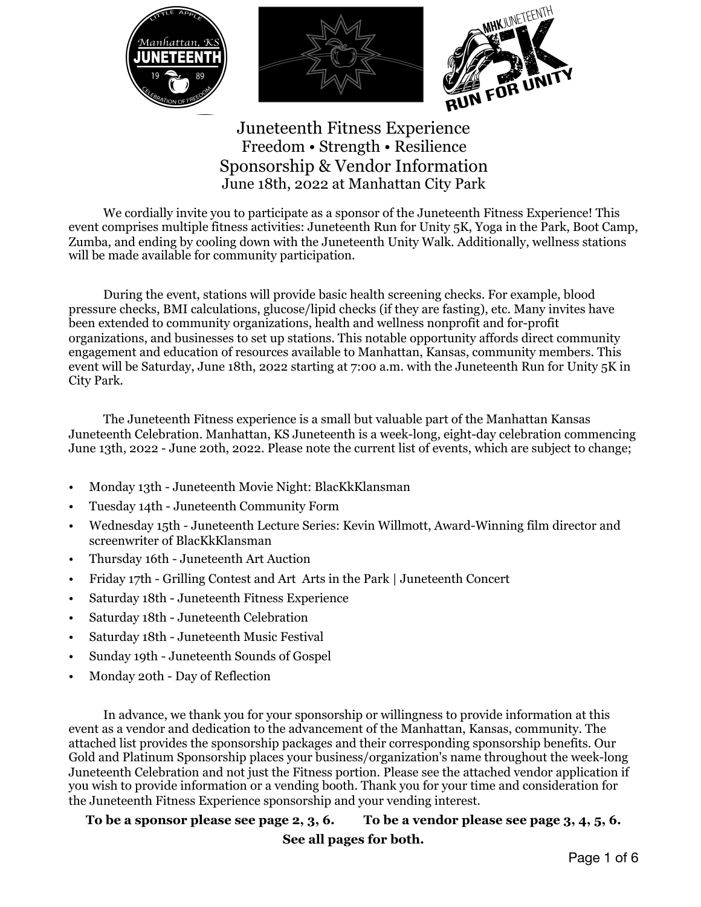# Juneteenth Fitness Experience

## Freedom • Strength • Resilience

## Sponsorship & Vendor Information

June 18th, 2022 at Manhattan City Park

We cordially invite you to participate as a sponsor of the Juneteenth Fitness Experience! This event comprises multiple fitness activities: Juneteenth Run for Unity 5K, Yoga in the Park, Boot Camp, Zumba, and ending by cooling down with the Juneteenth Unity Walk. Additionally, wellness stations will be made available for community participation.

During the event, stations will provide basic health screening checks. For example, blood pressure checks, BMI calculations, glucose/lipid checks (if they are fasting), etc. Many invites have been extended to community organizations, health and wellness nonprofit and for-profit organizations, and businesses to set up stations. This notable opportunity affords direct community engagement and education of resources available to Manhattan, Kansas, community members. This event will be Saturday, June 18th, 2022 starting at 7:00 a.m. with the Juneteenth Run for Unity 5K in City Park.

The Juneteenth Fitness experience is a small but valuable part of the Manhattan Kansas Juneteenth Celebration. Manhattan, KS Juneteenth is a week-long, eight-day celebration commencing June 13th, 2022 - June 20th, 2022. Please note the current list of events, which are subject to change;

- Monday 13th - Juneteenth Movie Night: BlacKkKlansman
- Tuesday 14th - Juneteenth Community Form
- Wednesday 15th - Juneteenth Lecture Series: Kevin Willmott, Award-Winning film director and screenwriter of BlacKkKlansman
- Thursday 16th - Juneteenth Art Auction
- Friday 17th - Grilling Contest and Art Arts in the Park | Juneteenth Concert
- Saturday 18th - Juneteenth Fitness Experience
- Saturday 18th - Juneteenth Celebration
- Saturday 18th - Juneteenth Music Festival
- Sunday 19th - Juneteenth Sounds of Gospel
- Monday 20th - Day of Reflection

In advance, we thank you for your sponsorship or willingness to provide information at this event as a vendor and dedication to the advancement of the Manhattan, Kansas, community. The attached list provides the sponsorship packages and their corresponding sponsorship benefits. Our Gold and Platinum Sponsorship places your business/organization's name throughout the week-long Juneteenth Celebration and not just the Fitness portion. Please see the attached vendor application if you wish to provide information or a vending booth. Thank you for your time and consideration for the Juneteenth Fitness Experience sponsorship and your vending interest.

**To be a sponsor please see page 2, 3, 6. To be a vendor please see page 3, 4, 5, 6.**

**See all pages for both.**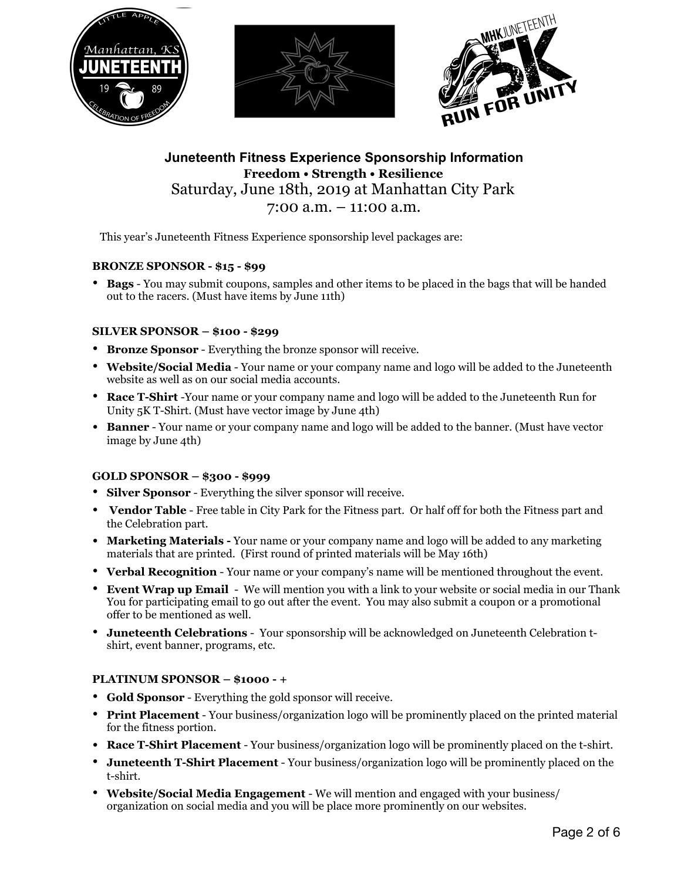## Juneteenth Fitness Experience Sponsorship Information

**Freedom • Strength • Resilience**

Saturday, June 18th, 2019 at Manhattan City Park
7:00 a.m. – 11:00 a.m.

This year's Juneteenth Fitness Experience sponsorship level packages are:

### BRONZE SPONSOR - $15 - $99

- **Bags** - You may submit coupons, samples and other items to be placed in the bags that will be handed out to the racers. (Must have items by June 11th)

### SILVER SPONSOR – $100 - $299

- **Bronze Sponsor** - Everything the bronze sponsor will receive.
- **Website/Social Media** - Your name or your company name and logo will be added to the Juneteenth website as well as on our social media accounts.
- **Race T-Shirt** -Your name or your company name and logo will be added to the Juneteenth Run for Unity 5K T-Shirt. (Must have vector image by June 4th)
- **Banner** - Your name or your company name and logo will be added to the banner. (Must have vector image by June 4th)

### GOLD SPONSOR – $300 - $999

- **Silver Sponsor** - Everything the silver sponsor will receive.
- **Vendor Table** - Free table in City Park for the Fitness part. Or half off for both the Fitness part and the Celebration part.
- **Marketing Materials -** Your name or your company name and logo will be added to any marketing materials that are printed. (First round of printed materials will be May 16th)
- **Verbal Recognition** - Your name or your company's name will be mentioned throughout the event.
- **Event Wrap up Email** - We will mention you with a link to your website or social media in our Thank You for participating email to go out after the event. You may also submit a coupon or a promotional offer to be mentioned as well.
- **Juneteenth Celebrations** - Your sponsorship will be acknowledged on Juneteenth Celebration t-shirt, event banner, programs, etc.

### PLATINUM SPONSOR – $1000 - +

- **Gold Sponsor** - Everything the gold sponsor will receive.
- **Print Placement** - Your business/organization logo will be prominently placed on the printed material for the fitness portion.
- **Race T-Shirt Placement** - Your business/organization logo will be prominently placed on the t-shirt.
- **Juneteenth T-Shirt Placement** - Your business/organization logo will be prominently placed on the t-shirt.
- **Website/Social Media Engagement** - We will mention and engaged with your business/ organization on social media and you will be place more prominently on our websites.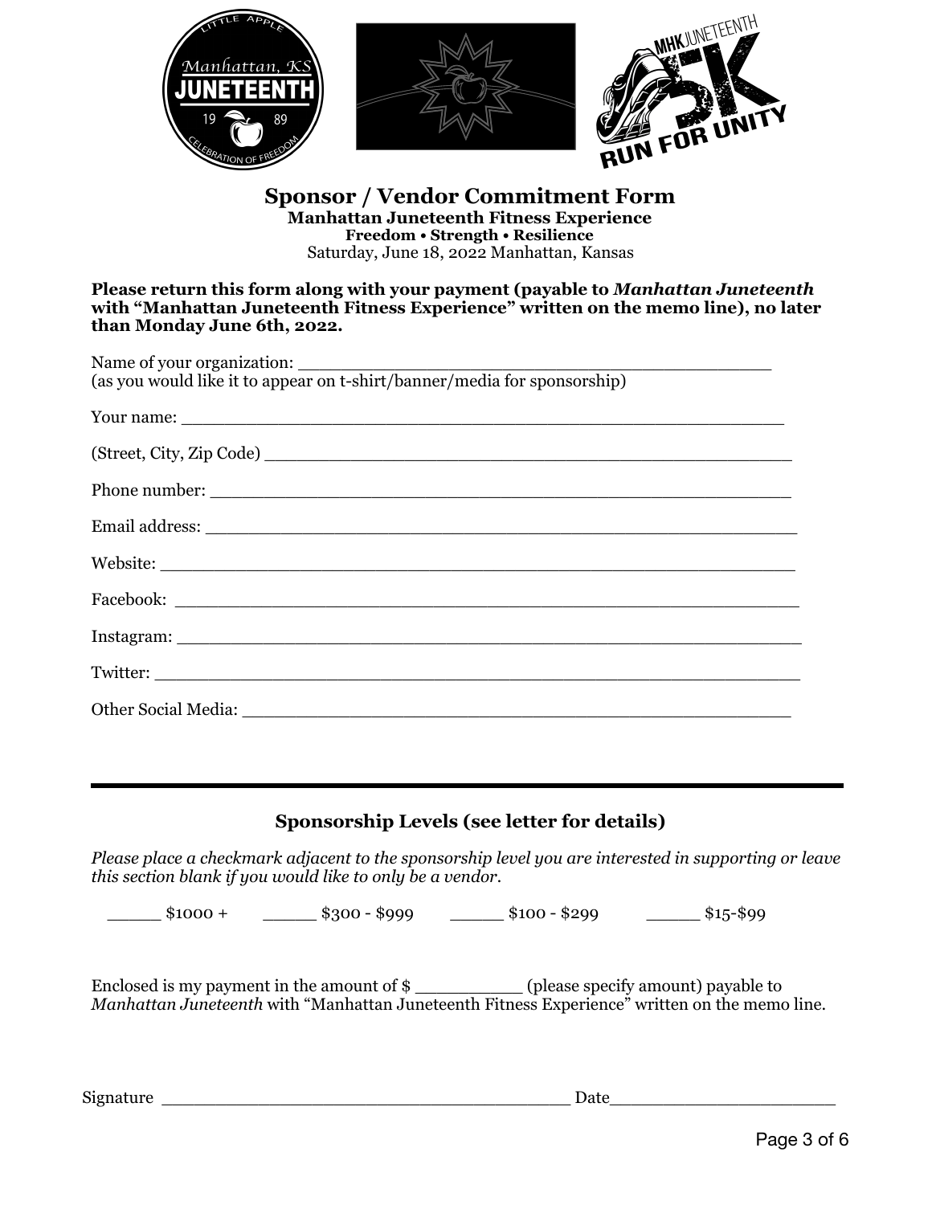## Sponsor / Vendor Commitment Form

**Manhattan Juneteenth Fitness Experience**

**Freedom • Strength • Resilience**

Saturday, June 18, 2022 Manhattan, Kansas

**Please return this form along with your payment (payable to *Manhattan Juneteenth* with "Manhattan Juneteenth Fitness Experience" written on the memo line), no later than Monday June 6th, 2022.**

Name of your organization: _______________________________________________
(as you would like it to appear on t-shirt/banner/media for sponsorship)

Your name: ___________________________________________________________

(Street, City, Zip Code) ___________________________________________________

Phone number: ________________________________________________________

Email address: ________________________________________________________

Website: _____________________________________________________________

Facebook: ____________________________________________________________

Instagram: ____________________________________________________________

Twitter: ______________________________________________________________

Other Social Media: _____________________________________________________

---

### Sponsorship Levels (see letter for details)

*Please place a checkmark adjacent to the sponsorship level you are interested in supporting or leave this section blank if you would like to only be a vendor.*

_____ $1000 +     _____ $300 - $999     _____ $100 - $299     _____ $15-$99

Enclosed is my payment in the amount of $ __________ (please specify amount) payable to *Manhattan Juneteenth* with "Manhattan Juneteenth Fitness Experience" written on the memo line.

Signature ________________________________________ Date______________________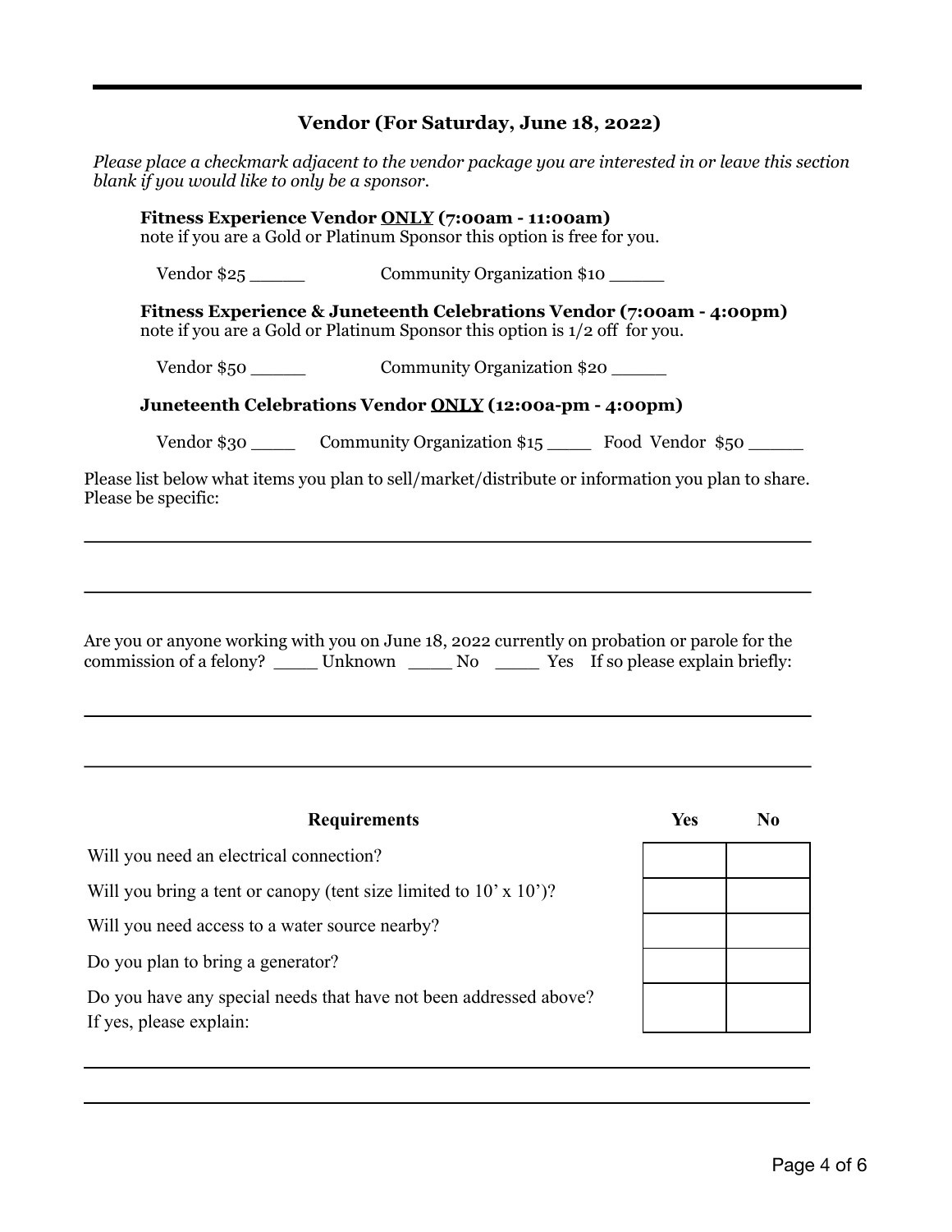---

## Vendor (For Saturday, June 18, 2022)

*Please place a checkmark adjacent to the vendor package you are interested in or leave this section blank if you would like to only be a sponsor.*

**Fitness Experience Vendor ONLY (7:00am - 11:00am)**
note if you are a Gold or Platinum Sponsor this option is free for you.

Vendor $25 _____ Community Organization $10 _____

**Fitness Experience & Juneteenth Celebrations Vendor (7:00am - 4:00pm)**
note if you are a Gold or Platinum Sponsor this option is 1/2 off for you.

Vendor $50 _____ Community Organization $20 _____

**Juneteenth Celebrations Vendor ONLY (12:00a-pm - 4:00pm)**

Vendor $30 ____ Community Organization $15 ____ Food Vendor $50 _____

Please list below what items you plan to sell/market/distribute or information you plan to share. Please be specific:

___________________________________________________________________

___________________________________________________________________

Are you or anyone working with you on June 18, 2022 currently on probation or parole for the commission of a felony? ____ Unknown ____ No ____ Yes If so please explain briefly:

___________________________________________________________________

___________________________________________________________________

| Requirements | Yes | No |
|---|---|---|
| Will you need an electrical connection? | | |
| Will you bring a tent or canopy (tent size limited to 10' x 10')? | | |
| Will you need access to a water source nearby? | | |
| Do you plan to bring a generator? | | |
| Do you have any special needs that have not been addressed above? If yes, please explain: | | |

___________________________________________________________________

___________________________________________________________________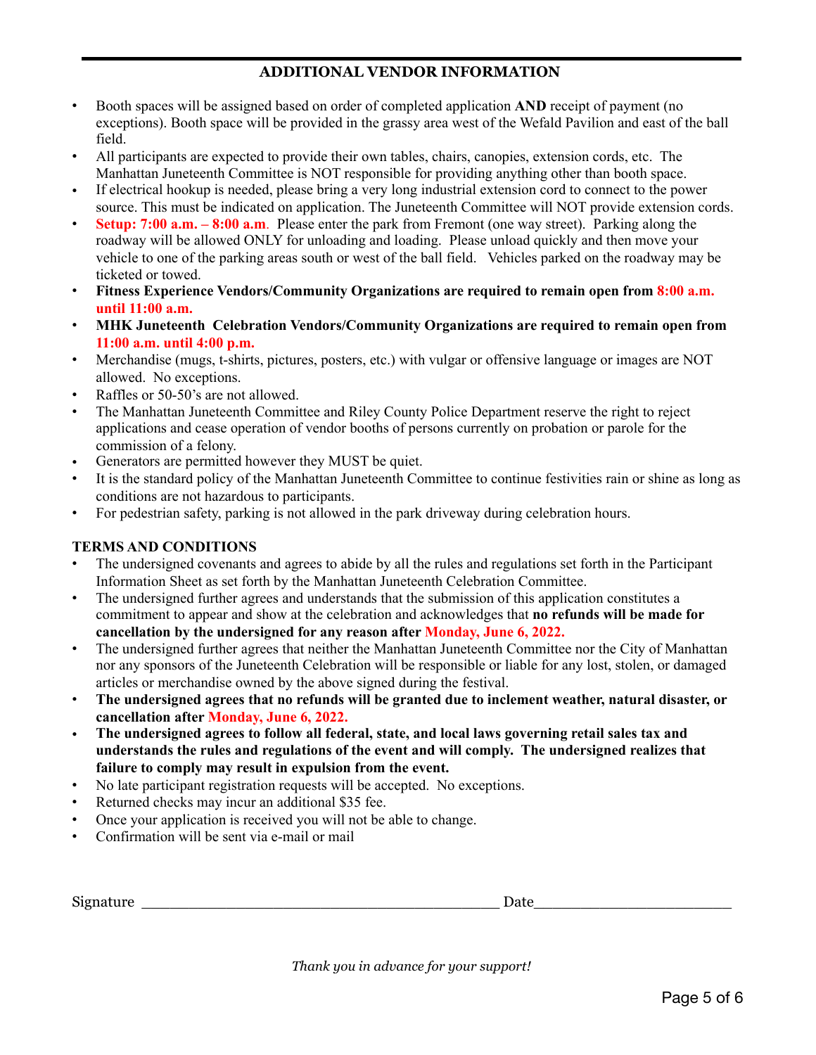## ADDITIONAL VENDOR INFORMATION

- Booth spaces will be assigned based on order of completed application **AND** receipt of payment (no exceptions). Booth space will be provided in the grassy area west of the Wefald Pavilion and east of the ball field.
- All participants are expected to provide their own tables, chairs, canopies, extension cords, etc. The Manhattan Juneteenth Committee is NOT responsible for providing anything other than booth space.
- If electrical hookup is needed, please bring a very long industrial extension cord to connect to the power source. This must be indicated on application. The Juneteenth Committee will NOT provide extension cords.
- **Setup: 7:00 a.m. – 8:00 a.m**. Please enter the park from Fremont (one way street). Parking along the roadway will be allowed ONLY for unloading and loading. Please unload quickly and then move your vehicle to one of the parking areas south or west of the ball field. Vehicles parked on the roadway may be ticketed or towed.
- **Fitness Experience Vendors/Community Organizations are required to remain open from 8:00 a.m. until 11:00 a.m.**
- **MHK Juneteenth Celebration Vendors/Community Organizations are required to remain open from 11:00 a.m. until 4:00 p.m.**
- Merchandise (mugs, t-shirts, pictures, posters, etc.) with vulgar or offensive language or images are NOT allowed. No exceptions.
- Raffles or 50-50's are not allowed.
- The Manhattan Juneteenth Committee and Riley County Police Department reserve the right to reject applications and cease operation of vendor booths of persons currently on probation or parole for the commission of a felony.
- Generators are permitted however they MUST be quiet.
- It is the standard policy of the Manhattan Juneteenth Committee to continue festivities rain or shine as long as conditions are not hazardous to participants.
- For pedestrian safety, parking is not allowed in the park driveway during celebration hours.

### TERMS AND CONDITIONS

- The undersigned covenants and agrees to abide by all the rules and regulations set forth in the Participant Information Sheet as set forth by the Manhattan Juneteenth Celebration Committee.
- The undersigned further agrees and understands that the submission of this application constitutes a commitment to appear and show at the celebration and acknowledges that **no refunds will be made for cancellation by the undersigned for any reason after Monday, June 6, 2022.**
- The undersigned further agrees that neither the Manhattan Juneteenth Committee nor the City of Manhattan nor any sponsors of the Juneteenth Celebration will be responsible or liable for any lost, stolen, or damaged articles or merchandise owned by the above signed during the festival.
- **The undersigned agrees that no refunds will be granted due to inclement weather, natural disaster, or cancellation after Monday, June 6, 2022.**
- **The undersigned agrees to follow all federal, state, and local laws governing retail sales tax and understands the rules and regulations of the event and will comply. The undersigned realizes that failure to comply may result in expulsion from the event.**
- No late participant registration requests will be accepted. No exceptions.
- Returned checks may incur an additional $35 fee.
- Once your application is received you will not be able to change.
- Confirmation will be sent via e-mail or mail

Signature ____________________________________________ Date________________________

*Thank you in advance for your support!*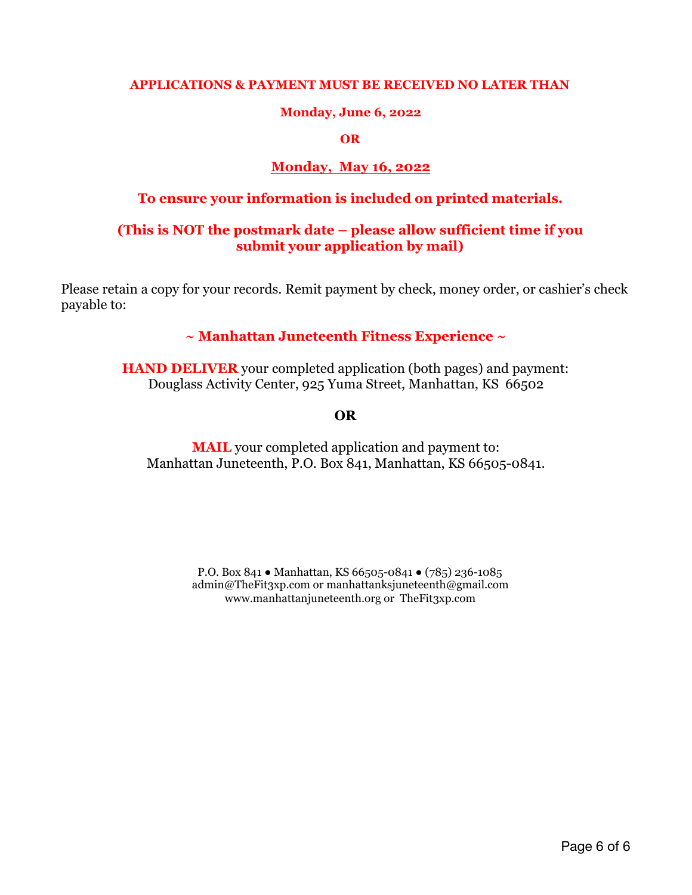**APPLICATIONS & PAYMENT MUST BE RECEIVED NO LATER THAN**

**Monday, June 6, 2022**

**OR**

**<u>Monday, May 16, 2022</u>**

**To ensure your information is included on printed materials.**

**(This is NOT the postmark date – please allow sufficient time if you submit your application by mail)**

Please retain a copy for your records. Remit payment by check, money order, or cashier's check payable to:

**~ Manhattan Juneteenth Fitness Experience ~**

**HAND DELIVER** your completed application (both pages) and payment:
Douglass Activity Center, 925 Yuma Street, Manhattan, KS 66502

**OR**

**MAIL** your completed application and payment to:
Manhattan Juneteenth, P.O. Box 841, Manhattan, KS 66505-0841.

P.O. Box 841 ● Manhattan, KS 66505-0841 ● (785) 236-1085
admin@TheFit3xp.com or manhattanksjuneteenth@gmail.com
www.manhattanjuneteenth.org or TheFit3xp.com